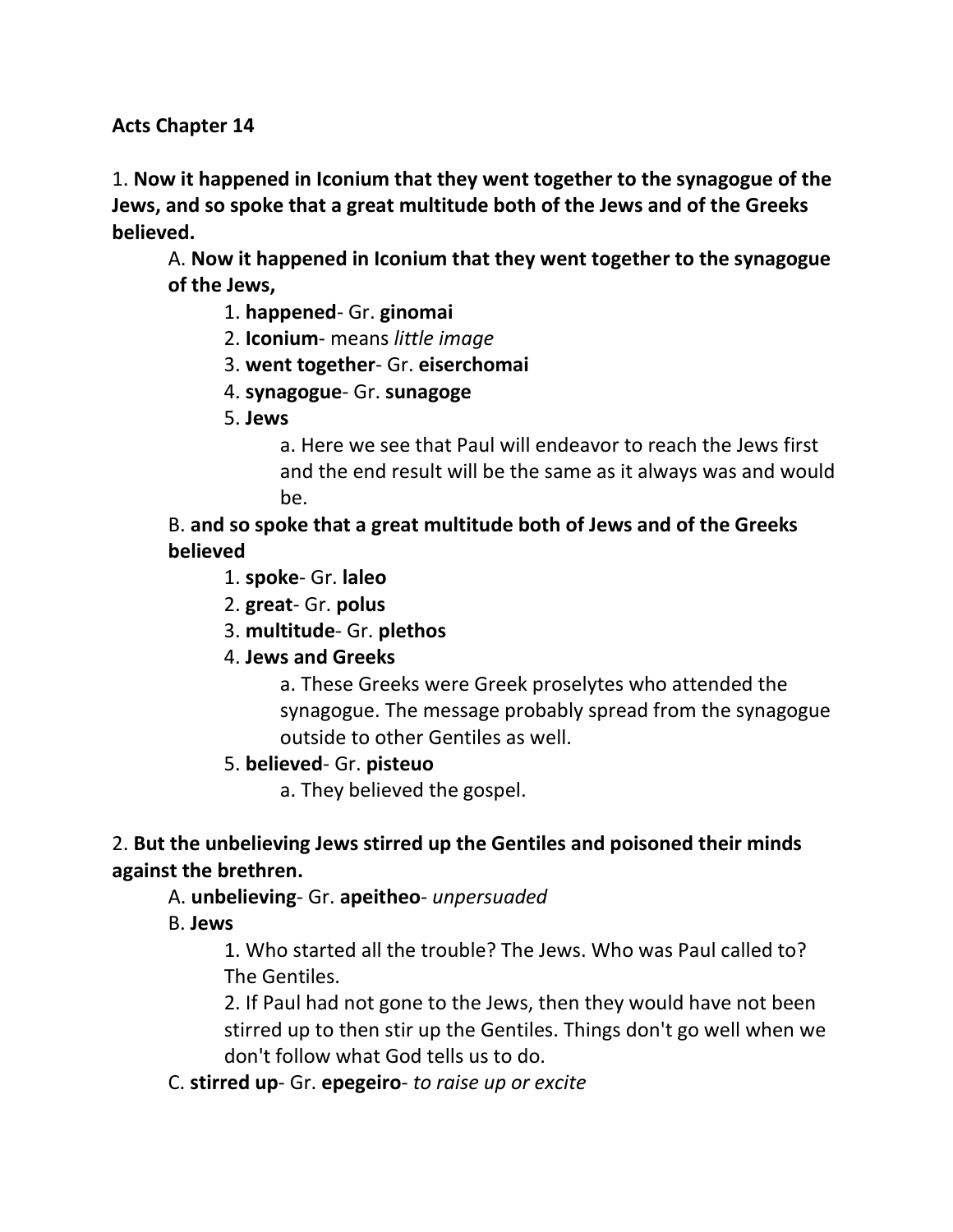**Acts Chapter 14**

1. **Now it happened in Iconium that they went together to the synagogue of the Jews, and so spoke that a great multitude both of the Jews and of the Greeks believed.**

   A. **Now it happened in Iconium that they went together to the synagogue of the Jews,**

      1. **happened**- Gr. **ginomai**
      2. **Iconium**- means *little image*
      3. **went together**- Gr. **eiserchomai**
      4. **synagogue**- Gr. **sunagoge**
      5. **Jews**

         a. Here we see that Paul will endeavor to reach the Jews first and the end result will be the same as it always was and would be.

   B. **and so spoke that a great multitude both of Jews and of the Greeks believed**

      1. **spoke**- Gr. **laleo**
      2. **great**- Gr. **polus**
      3. **multitude**- Gr. **plethos**
      4. **Jews and Greeks**

         a. These Greeks were Greek proselytes who attended the synagogue. The message probably spread from the synagogue outside to other Gentiles as well.

      5. **believed**- Gr. **pisteuo**

         a. They believed the gospel.

2. **But the unbelieving Jews stirred up the Gentiles and poisoned their minds against the brethren.**

   A. **unbelieving**- Gr. **apeitheo**- *unpersuaded*

   B. **Jews**

      1. Who started all the trouble? The Jews. Who was Paul called to? The Gentiles.

      2. If Paul had not gone to the Jews, then they would have not been stirred up to then stir up the Gentiles. Things don't go well when we don't follow what God tells us to do.

   C. **stirred up**- Gr. **epegeiro**- *to raise up or excite*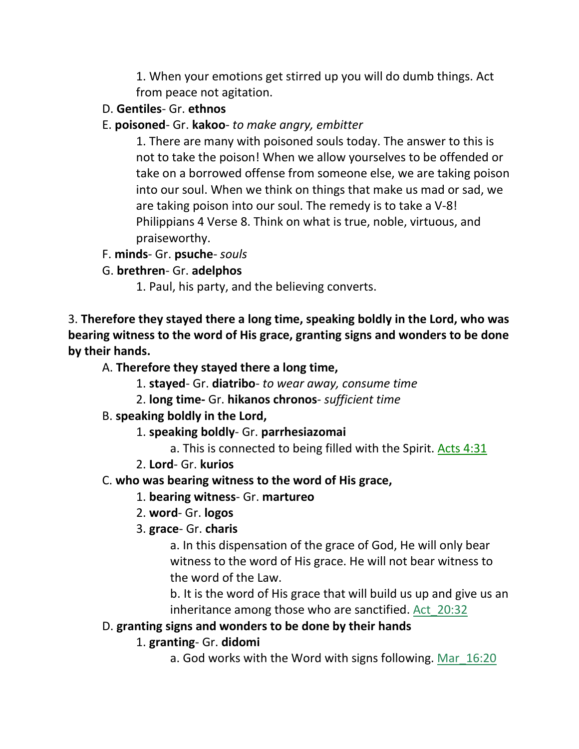1. When your emotions get stirred up you will do dumb things. Act from peace not agitation.

D. **Gentiles**- Gr. **ethnos**

E. **poisoned**- Gr. **kakoo**- *to make angry, embitter*

1. There are many with poisoned souls today. The answer to this is not to take the poison! When we allow yourselves to be offended or take on a borrowed offense from someone else, we are taking poison into our soul. When we think on things that make us mad or sad, we are taking poison into our soul. The remedy is to take a V-8! Philippians 4 Verse 8. Think on what is true, noble, virtuous, and praiseworthy.

F. **minds**- Gr. **psuche**- *souls*

G. **brethren**- Gr. **adelphos**

1. Paul, his party, and the believing converts.

3. **Therefore they stayed there a long time, speaking boldly in the Lord, who was bearing witness to the word of His grace, granting signs and wonders to be done by their hands.**

A. **Therefore they stayed there a long time,**

1. **stayed**- Gr. **diatribo**- *to wear away, consume time*

2. **long time-** Gr. **hikanos chronos**- *sufficient time*

B. **speaking boldly in the Lord,**

1. **speaking boldly**- Gr. **parrhesiazomai**

a. This is connected to being filled with the Spirit. Acts 4:31

2. **Lord**- Gr. **kurios**

C. **who was bearing witness to the word of His grace,**

1. **bearing witness**- Gr. **martureo**

2. **word**- Gr. **logos**

3. **grace**- Gr. **charis**

a. In this dispensation of the grace of God, He will only bear witness to the word of His grace. He will not bear witness to the word of the Law.

b. It is the word of His grace that will build us up and give us an inheritance among those who are sanctified. Act_20:32

D. **granting signs and wonders to be done by their hands**

1. **granting**- Gr. **didomi**

a. God works with the Word with signs following. Mar_16:20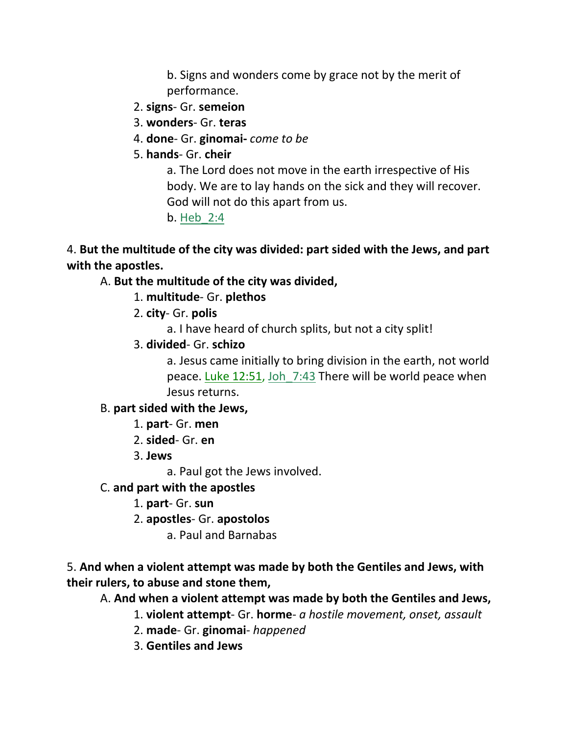b. Signs and wonders come by grace not by the merit of performance.

2. **signs**- Gr. **semeion**
3. **wonders**- Gr. **teras**
4. **done**- Gr. **ginomai-** *come to be*
5. **hands**- Gr. **cheir**

    a. The Lord does not move in the earth irrespective of His body. We are to lay hands on the sick and they will recover. God will not do this apart from us.

    b. Heb_2:4

4. **But the multitude of the city was divided: part sided with the Jews, and part with the apostles.**

A. **But the multitude of the city was divided,**

1. **multitude**- Gr. **plethos**
2. **city**- Gr. **polis**

    a. I have heard of church splits, but not a city split!

3. **divided**- Gr. **schizo**

    a. Jesus came initially to bring division in the earth, not world peace. Luke 12:51, Joh_7:43 There will be world peace when Jesus returns.

B. **part sided with the Jews,**

1. **part**- Gr. **men**
2. **sided**- Gr. **en**
3. **Jews**

    a. Paul got the Jews involved.

C. **and part with the apostles**

1. **part**- Gr. **sun**
2. **apostles**- Gr. **apostolos**

    a. Paul and Barnabas

5. **And when a violent attempt was made by both the Gentiles and Jews, with their rulers, to abuse and stone them,**

A. **And when a violent attempt was made by both the Gentiles and Jews,**

1. **violent attempt**- Gr. **horme**- *a hostile movement, onset, assault*
2. **made**- Gr. **ginomai**- *happened*
3. **Gentiles and Jews**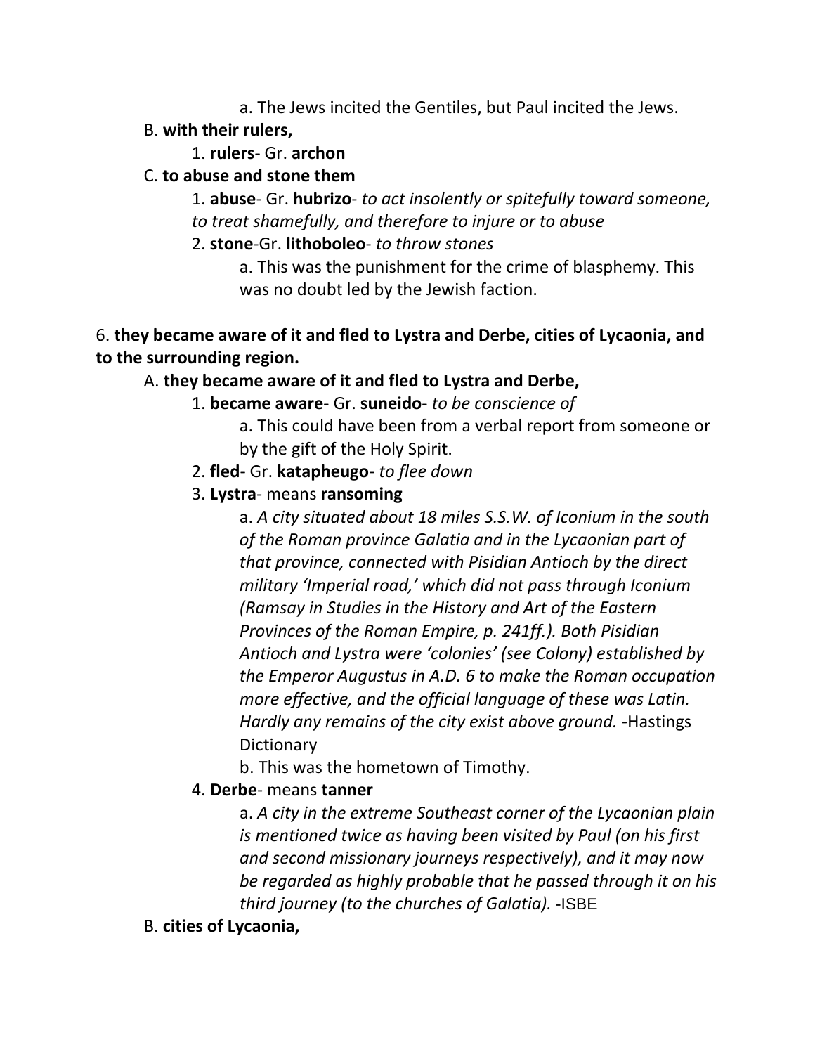a. The Jews incited the Gentiles, but Paul incited the Jews.

B. **with their rulers,**

1. **rulers**- Gr. **archon**

C. **to abuse and stone them**

1. **abuse**- Gr. **hubrizo**- *to act insolently or spitefully toward someone, to treat shamefully, and therefore to injure or to abuse*

2. **stone**-Gr. **lithoboleo**- *to throw stones*

a. This was the punishment for the crime of blasphemy. This was no doubt led by the Jewish faction.

6. **they became aware of it and fled to Lystra and Derbe, cities of Lycaonia, and to the surrounding region.**

A. **they became aware of it and fled to Lystra and Derbe,**

1. **became aware**- Gr. **suneido**- *to be conscience of*

a. This could have been from a verbal report from someone or by the gift of the Holy Spirit.

2. **fled**- Gr. **katapheugo**- *to flee down*

3. **Lystra**- means **ransoming**

a. *A city situated about 18 miles S.S.W. of Iconium in the south of the Roman province Galatia and in the Lycaonian part of that province, connected with Pisidian Antioch by the direct military 'Imperial road,' which did not pass through Iconium (Ramsay in Studies in the History and Art of the Eastern Provinces of the Roman Empire, p. 241ff.). Both Pisidian Antioch and Lystra were 'colonies' (see Colony) established by the Emperor Augustus in A.D. 6 to make the Roman occupation more effective, and the official language of these was Latin. Hardly any remains of the city exist above ground.* -Hastings Dictionary

b. This was the hometown of Timothy.

4. **Derbe**- means **tanner**

a. *A city in the extreme Southeast corner of the Lycaonian plain is mentioned twice as having been visited by Paul (on his first and second missionary journeys respectively), and it may now be regarded as highly probable that he passed through it on his third journey (to the churches of Galatia).* -ISBE

B. **cities of Lycaonia,**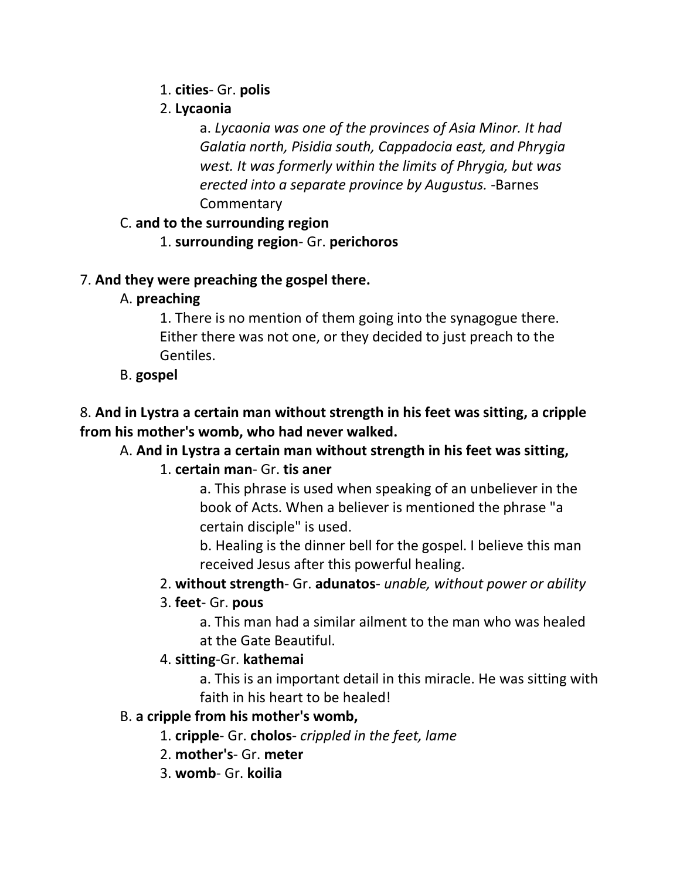1. **cities**- Gr. **polis**
2. **Lycaonia**
    a. *Lycaonia was one of the provinces of Asia Minor. It had Galatia north, Pisidia south, Cappadocia east, and Phrygia west. It was formerly within the limits of Phrygia, but was erected into a separate province by Augustus.* -Barnes Commentary

C. **and to the surrounding region**
1. **surrounding region**- Gr. **perichoros**

7. **And they were preaching the gospel there.**

A. **preaching**
1. There is no mention of them going into the synagogue there. Either there was not one, or they decided to just preach to the Gentiles.

B. **gospel**

8. **And in Lystra a certain man without strength in his feet was sitting, a cripple from his mother's womb, who had never walked.**

A. **And in Lystra a certain man without strength in his feet was sitting,**
1. **certain man**- Gr. **tis aner**
    a. This phrase is used when speaking of an unbeliever in the book of Acts. When a believer is mentioned the phrase "a certain disciple" is used.
    b. Healing is the dinner bell for the gospel. I believe this man received Jesus after this powerful healing.
2. **without strength**- Gr. **adunatos**- *unable, without power or ability*
3. **feet**- Gr. **pous**
    a. This man had a similar ailment to the man who was healed at the Gate Beautiful.
4. **sitting**-Gr. **kathemai**
    a. This is an important detail in this miracle. He was sitting with faith in his heart to be healed!

B. **a cripple from his mother's womb,**
1. **cripple**- Gr. **cholos**- *crippled in the feet, lame*
2. **mother's**- Gr. **meter**
3. **womb**- Gr. **koilia**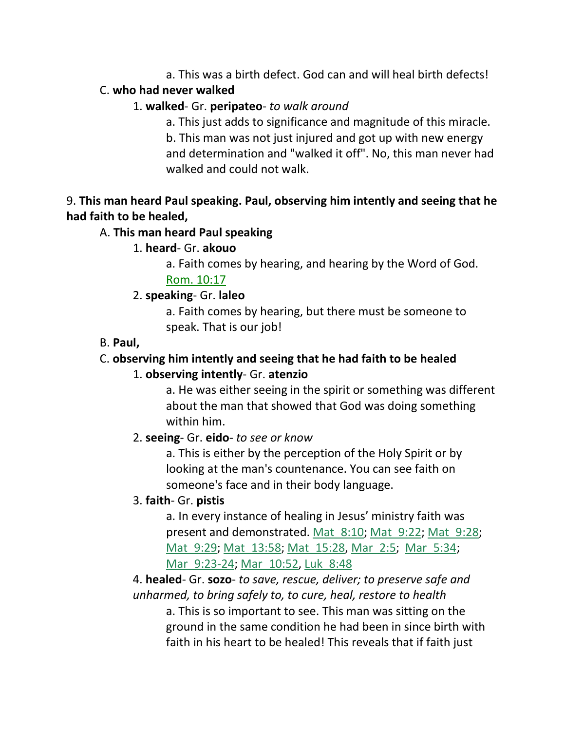a. This was a birth defect. God can and will heal birth defects!

C. **who had never walked**

1. **walked**- Gr. **peripateo**- *to walk around*

a. This just adds to significance and magnitude of this miracle.

b. This man was not just injured and got up with new energy and determination and "walked it off". No, this man never had walked and could not walk.

9. **This man heard Paul speaking. Paul, observing him intently and seeing that he had faith to be healed,**

A. **This man heard Paul speaking**

1. **heard**- Gr. **akouo**

a. Faith comes by hearing, and hearing by the Word of God. Rom. 10:17

2. **speaking**- Gr. **laleo**

a. Faith comes by hearing, but there must be someone to speak. That is our job!

B. **Paul,**

C. **observing him intently and seeing that he had faith to be healed**

1. **observing intently**- Gr. **atenzio**

a. He was either seeing in the spirit or something was different about the man that showed that God was doing something within him.

2. **seeing**- Gr. **eido**- *to see or know*

a. This is either by the perception of the Holy Spirit or by looking at the man's countenance. You can see faith on someone's face and in their body language.

3. **faith**- Gr. **pistis**

a. In every instance of healing in Jesus' ministry faith was present and demonstrated. Mat 8:10; Mat 9:22; Mat 9:28; Mat 9:29; Mat 13:58; Mat 15:28, Mar 2:5; Mar 5:34; Mar 9:23-24; Mar 10:52, Luk 8:48

4. **healed**- Gr. **sozo**- *to save, rescue, deliver; to preserve safe and unharmed, to bring safely to, to cure, heal, restore to health*

a. This is so important to see. This man was sitting on the ground in the same condition he had been in since birth with faith in his heart to be healed! This reveals that if faith just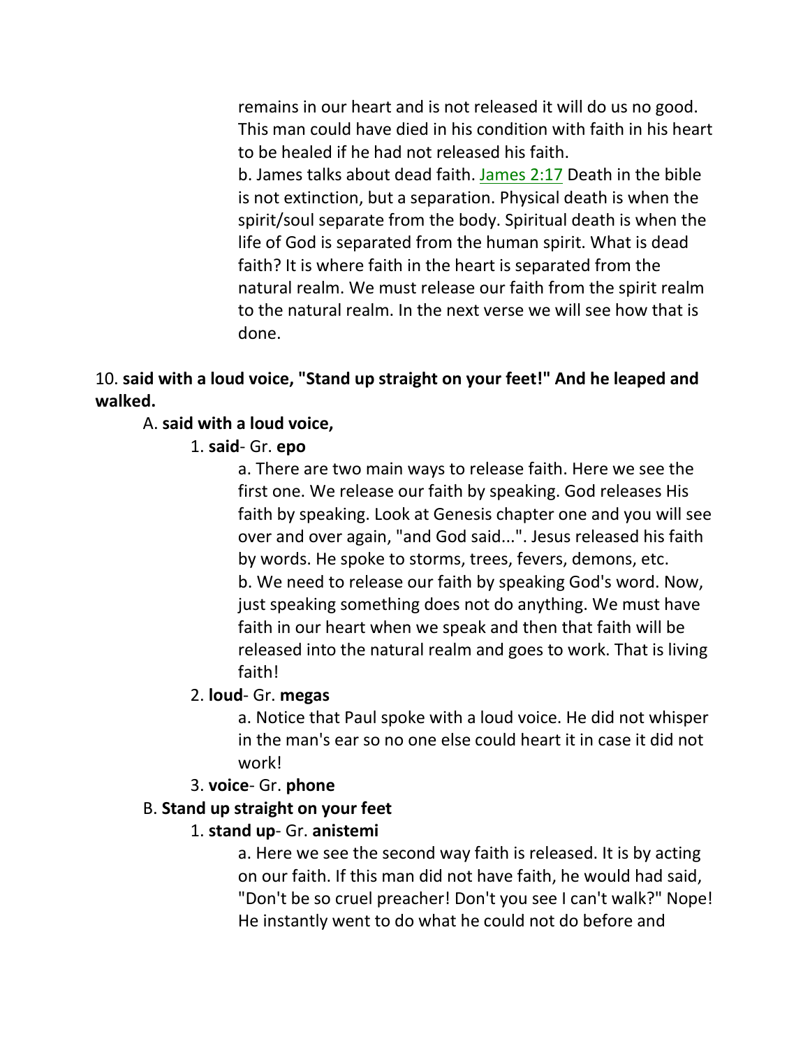remains in our heart and is not released it will do us no good. This man could have died in his condition with faith in his heart to be healed if he had not released his faith.

b. James talks about dead faith. James 2:17 Death in the bible is not extinction, but a separation. Physical death is when the spirit/soul separate from the body. Spiritual death is when the life of God is separated from the human spirit. What is dead faith? It is where faith in the heart is separated from the natural realm. We must release our faith from the spirit realm to the natural realm. In the next verse we will see how that is done.

10. **said with a loud voice, "Stand up straight on your feet!" And he leaped and walked.**

A. **said with a loud voice,**

1. **said**- Gr. **epo**

a. There are two main ways to release faith. Here we see the first one. We release our faith by speaking. God releases His faith by speaking. Look at Genesis chapter one and you will see over and over again, "and God said...". Jesus released his faith by words. He spoke to storms, trees, fevers, demons, etc.

b. We need to release our faith by speaking God's word. Now, just speaking something does not do anything. We must have faith in our heart when we speak and then that faith will be released into the natural realm and goes to work. That is living faith!

2. **loud**- Gr. **megas**

a. Notice that Paul spoke with a loud voice. He did not whisper in the man's ear so no one else could heart it in case it did not work!

3. **voice**- Gr. **phone**

B. **Stand up straight on your feet**

1. **stand up**- Gr. **anistemi**

a. Here we see the second way faith is released. It is by acting on our faith. If this man did not have faith, he would had said, "Don't be so cruel preacher! Don't you see I can't walk?" Nope! He instantly went to do what he could not do before and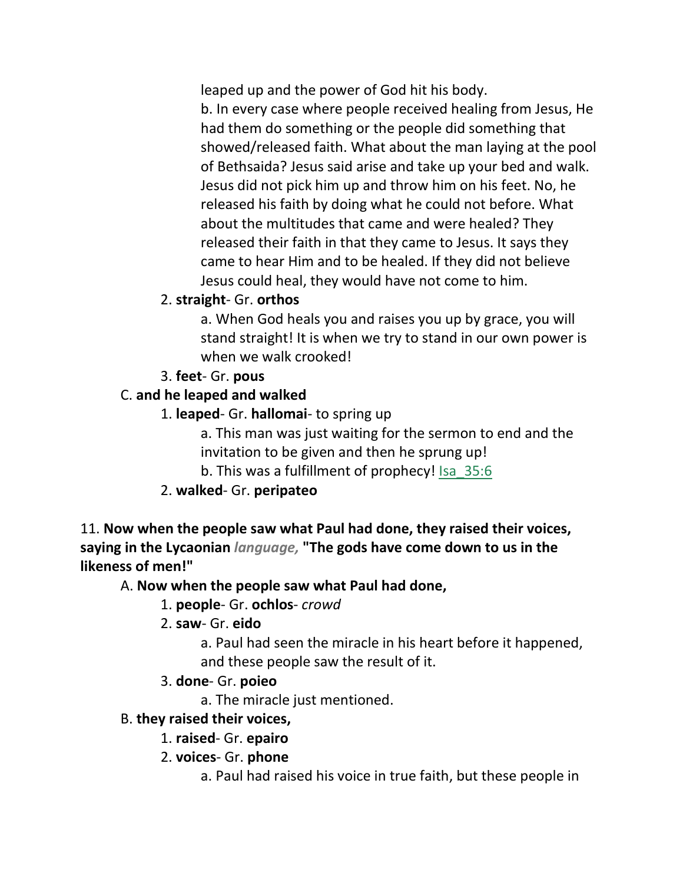leaped up and the power of God hit his body.

b. In every case where people received healing from Jesus, He had them do something or the people did something that showed/released faith. What about the man laying at the pool of Bethsaida? Jesus said arise and take up your bed and walk. Jesus did not pick him up and throw him on his feet. No, he released his faith by doing what he could not before. What about the multitudes that came and were healed? They released their faith in that they came to Jesus. It says they came to hear Him and to be healed. If they did not believe Jesus could heal, they would have not come to him.

2. **straight**- Gr. **orthos**

a. When God heals you and raises you up by grace, you will stand straight! It is when we try to stand in our own power is when we walk crooked!

3. **feet**- Gr. **pous**

C. **and he leaped and walked**

1. **leaped**- Gr. **hallomai**- to spring up

a. This man was just waiting for the sermon to end and the invitation to be given and then he sprung up!

b. This was a fulfillment of prophecy! Isa_35:6

2. **walked**- Gr. **peripateo**

11. **Now when the people saw what Paul had done, they raised their voices, saying in the Lycaonian** ***language,*** **"The gods have come down to us in the likeness of men!"**

A. **Now when the people saw what Paul had done,**

1. **people**- Gr. **ochlos**- *crowd*

2. **saw**- Gr. **eido**

a. Paul had seen the miracle in his heart before it happened, and these people saw the result of it.

3. **done**- Gr. **poieo**

a. The miracle just mentioned.

B. **they raised their voices,**

1. **raised**- Gr. **epairo**

2. **voices**- Gr. **phone**

a. Paul had raised his voice in true faith, but these people in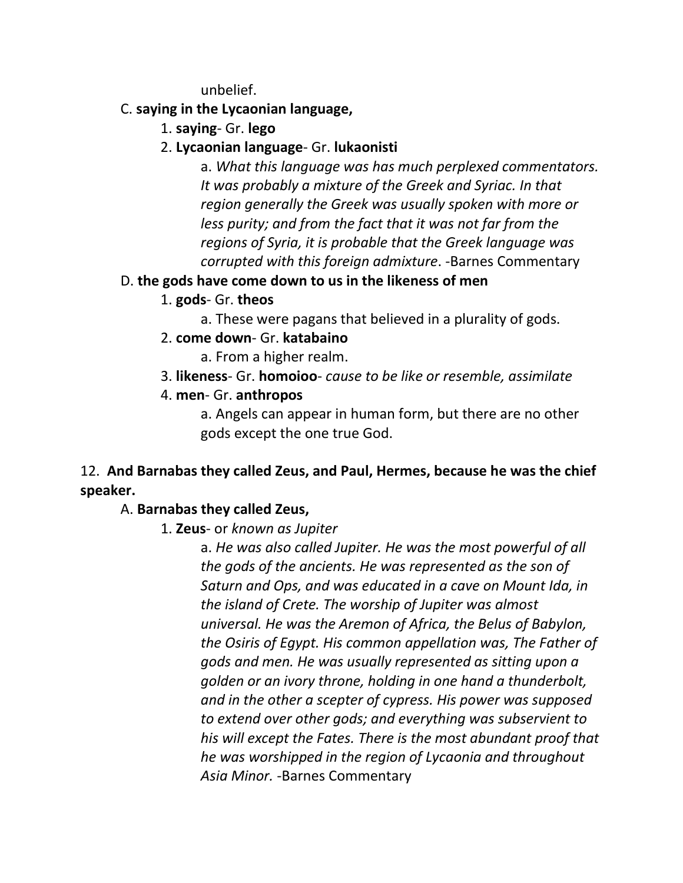unbelief.

C. **saying in the Lycaonian language,**

1. **saying**- Gr. **lego**

2. **Lycaonian language**- Gr. **lukaonisti**

a. *What this language was has much perplexed commentators. It was probably a mixture of the Greek and Syriac. In that region generally the Greek was usually spoken with more or less purity; and from the fact that it was not far from the regions of Syria, it is probable that the Greek language was corrupted with this foreign admixture*. -Barnes Commentary

D. **the gods have come down to us in the likeness of men**

1. **gods**- Gr. **theos**

a. These were pagans that believed in a plurality of gods.

2. **come down**- Gr. **katabaino**

a. From a higher realm.

3. **likeness**- Gr. **homoioo**- *cause to be like or resemble, assimilate*

4. **men**- Gr. **anthropos**

a. Angels can appear in human form, but there are no other gods except the one true God.

12. **And Barnabas they called Zeus, and Paul, Hermes, because he was the chief speaker.**

A. **Barnabas they called Zeus,**

1. **Zeus**- or *known as Jupiter*

a. *He was also called Jupiter. He was the most powerful of all the gods of the ancients. He was represented as the son of Saturn and Ops, and was educated in a cave on Mount Ida, in the island of Crete. The worship of Jupiter was almost universal. He was the Aremon of Africa, the Belus of Babylon, the Osiris of Egypt. His common appellation was, The Father of gods and men. He was usually represented as sitting upon a golden or an ivory throne, holding in one hand a thunderbolt, and in the other a scepter of cypress. His power was supposed to extend over other gods; and everything was subservient to his will except the Fates. There is the most abundant proof that he was worshipped in the region of Lycaonia and throughout Asia Minor.* -Barnes Commentary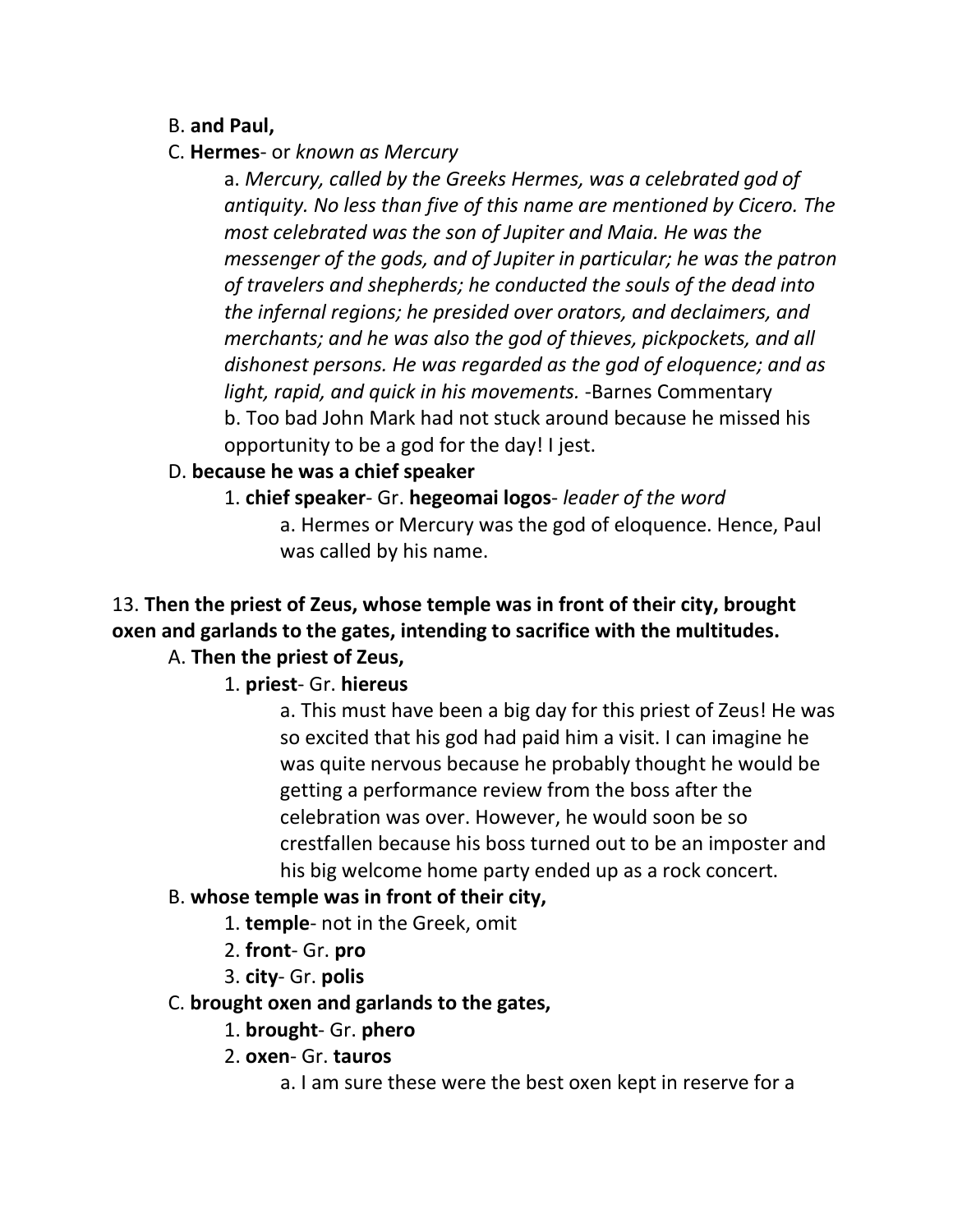B. **and Paul,**

C. **Hermes**- or *known as Mercury*

a. *Mercury, called by the Greeks Hermes, was a celebrated god of antiquity. No less than five of this name are mentioned by Cicero. The most celebrated was the son of Jupiter and Maia. He was the messenger of the gods, and of Jupiter in particular; he was the patron of travelers and shepherds; he conducted the souls of the dead into the infernal regions; he presided over orators, and declaimers, and merchants; and he was also the god of thieves, pickpockets, and all dishonest persons. He was regarded as the god of eloquence; and as light, rapid, and quick in his movements.* -Barnes Commentary

b. Too bad John Mark had not stuck around because he missed his opportunity to be a god for the day! I jest.

D. **because he was a chief speaker**

1. **chief speaker**- Gr. **hegeomai logos**- *leader of the word*

a. Hermes or Mercury was the god of eloquence. Hence, Paul was called by his name.

13. **Then the priest of Zeus, whose temple was in front of their city, brought oxen and garlands to the gates, intending to sacrifice with the multitudes.**

A. **Then the priest of Zeus,**

1. **priest**- Gr. **hiereus**

a. This must have been a big day for this priest of Zeus! He was so excited that his god had paid him a visit. I can imagine he was quite nervous because he probably thought he would be getting a performance review from the boss after the celebration was over. However, he would soon be so crestfallen because his boss turned out to be an imposter and his big welcome home party ended up as a rock concert.

B. **whose temple was in front of their city,**

1. **temple**- not in the Greek, omit
2. **front**- Gr. **pro**
3. **city**- Gr. **polis**

C. **brought oxen and garlands to the gates,**

1. **brought**- Gr. **phero**
2. **oxen**- Gr. **tauros**

a. I am sure these were the best oxen kept in reserve for a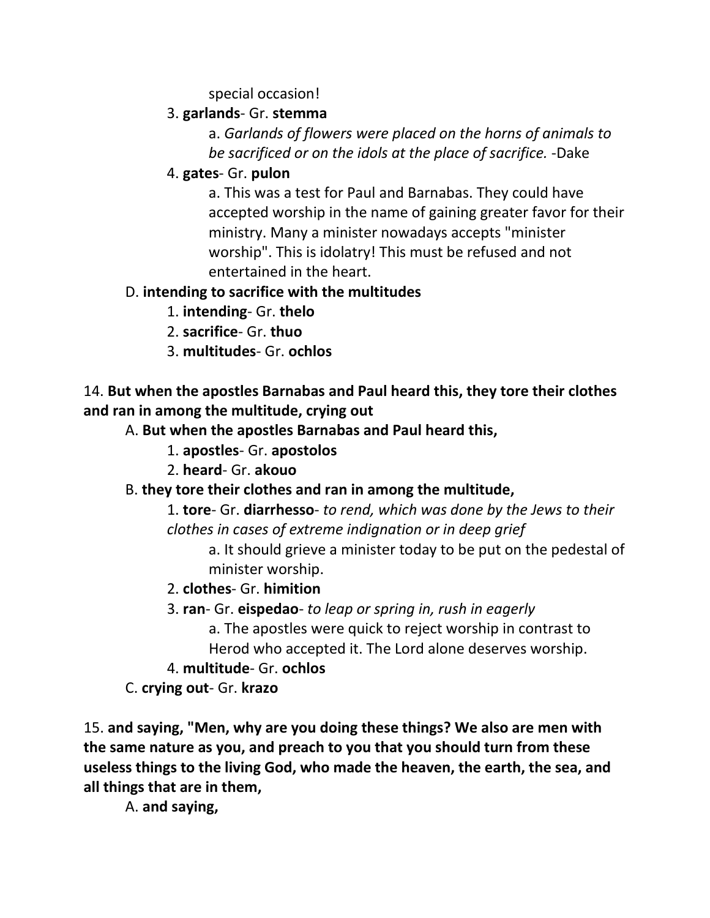special occasion!

3. **garlands**- Gr. **stemma**

a. *Garlands of flowers were placed on the horns of animals to be sacrificed or on the idols at the place of sacrifice.* -Dake

4. **gates**- Gr. **pulon**

a. This was a test for Paul and Barnabas. They could have accepted worship in the name of gaining greater favor for their ministry. Many a minister nowadays accepts "minister worship". This is idolatry! This must be refused and not entertained in the heart.

D. **intending to sacrifice with the multitudes**

1. **intending**- Gr. **thelo**
2. **sacrifice**- Gr. **thuo**
3. **multitudes**- Gr. **ochlos**

14. **But when the apostles Barnabas and Paul heard this, they tore their clothes and ran in among the multitude, crying out**

A. **But when the apostles Barnabas and Paul heard this,**

1. **apostles**- Gr. **apostolos**
2. **heard**- Gr. **akouo**

B. **they tore their clothes and ran in among the multitude,**

1. **tore**- Gr. **diarrhesso**- *to rend, which was done by the Jews to their clothes in cases of extreme indignation or in deep grief*

a. It should grieve a minister today to be put on the pedestal of minister worship.

2. **clothes**- Gr. **himition**
3. **ran**- Gr. **eispedao**- *to leap or spring in, rush in eagerly*

a. The apostles were quick to reject worship in contrast to Herod who accepted it. The Lord alone deserves worship.

4. **multitude**- Gr. **ochlos**

C. **crying out**- Gr. **krazo**

15. **and saying, "Men, why are you doing these things? We also are men with the same nature as you, and preach to you that you should turn from these useless things to the living God, who made the heaven, the earth, the sea, and all things that are in them,**

A. **and saying,**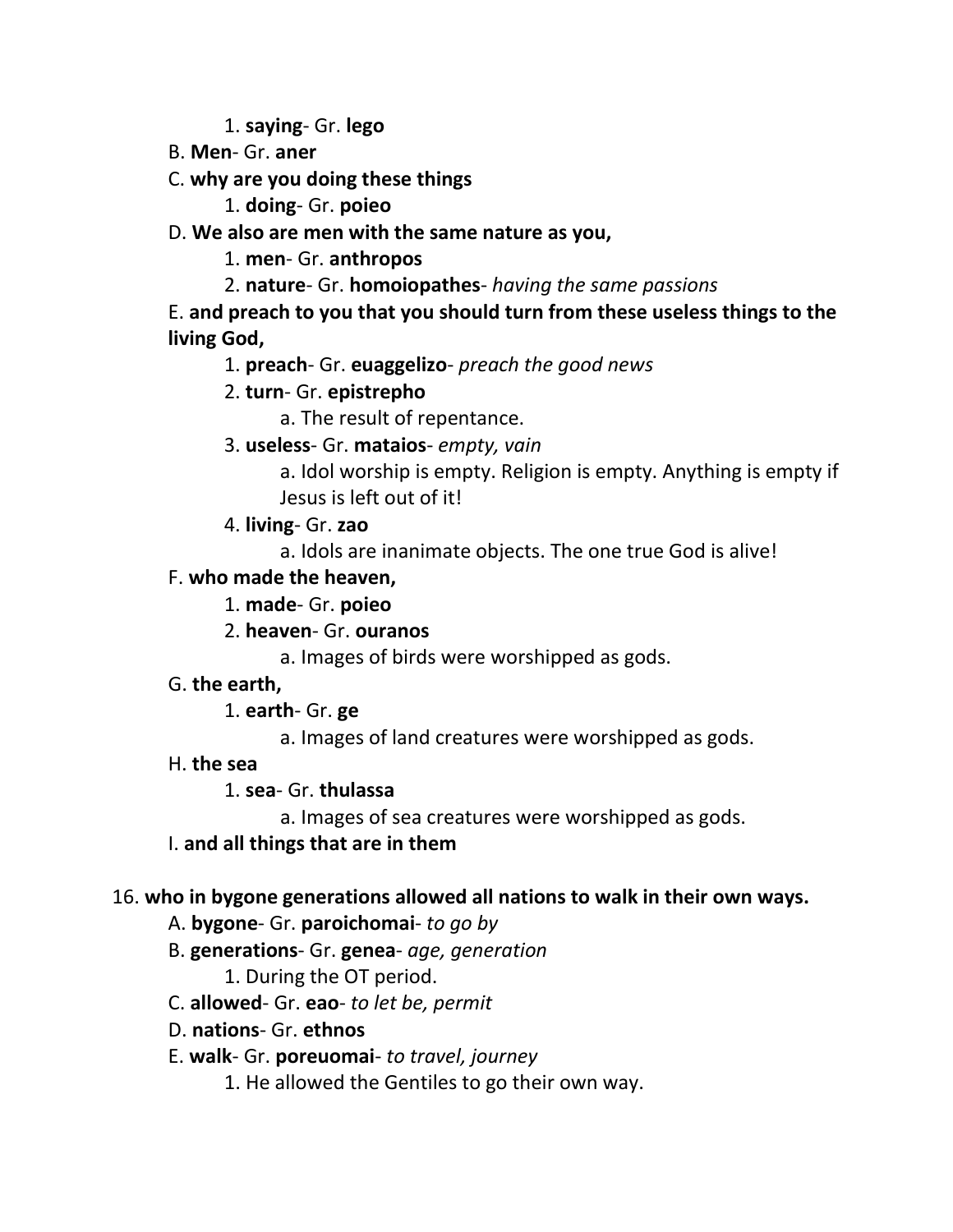1. **saying**- Gr. **lego**

B. **Men**- Gr. **aner**

C. **why are you doing these things**

1. **doing**- Gr. **poieo**

D. **We also are men with the same nature as you,**

1. **men**- Gr. **anthropos**
2. **nature**- Gr. **homoiopathes**- *having the same passions*

E. **and preach to you that you should turn from these useless things to the living God,**

1. **preach**- Gr. **euaggelizo**- *preach the good news*
2. **turn**- Gr. **epistrepho**
   a. The result of repentance.
3. **useless**- Gr. **mataios**- *empty, vain*
   a. Idol worship is empty. Religion is empty. Anything is empty if Jesus is left out of it!
4. **living**- Gr. **zao**
   a. Idols are inanimate objects. The one true God is alive!

F. **who made the heaven,**

1. **made**- Gr. **poieo**
2. **heaven**- Gr. **ouranos**
   a. Images of birds were worshipped as gods.

G. **the earth,**

1. **earth**- Gr. **ge**
   a. Images of land creatures were worshipped as gods.

H. **the sea**

1. **sea**- Gr. **thulassa**
   a. Images of sea creatures were worshipped as gods.

I. **and all things that are in them**

16. **who in bygone generations allowed all nations to walk in their own ways.**

A. **bygone**- Gr. **paroichomai**- *to go by*

B. **generations**- Gr. **genea**- *age, generation*

1. During the OT period.

C. **allowed**- Gr. **eao**- *to let be, permit*

D. **nations**- Gr. **ethnos**

E. **walk**- Gr. **poreuomai**- *to travel, journey*

1. He allowed the Gentiles to go their own way.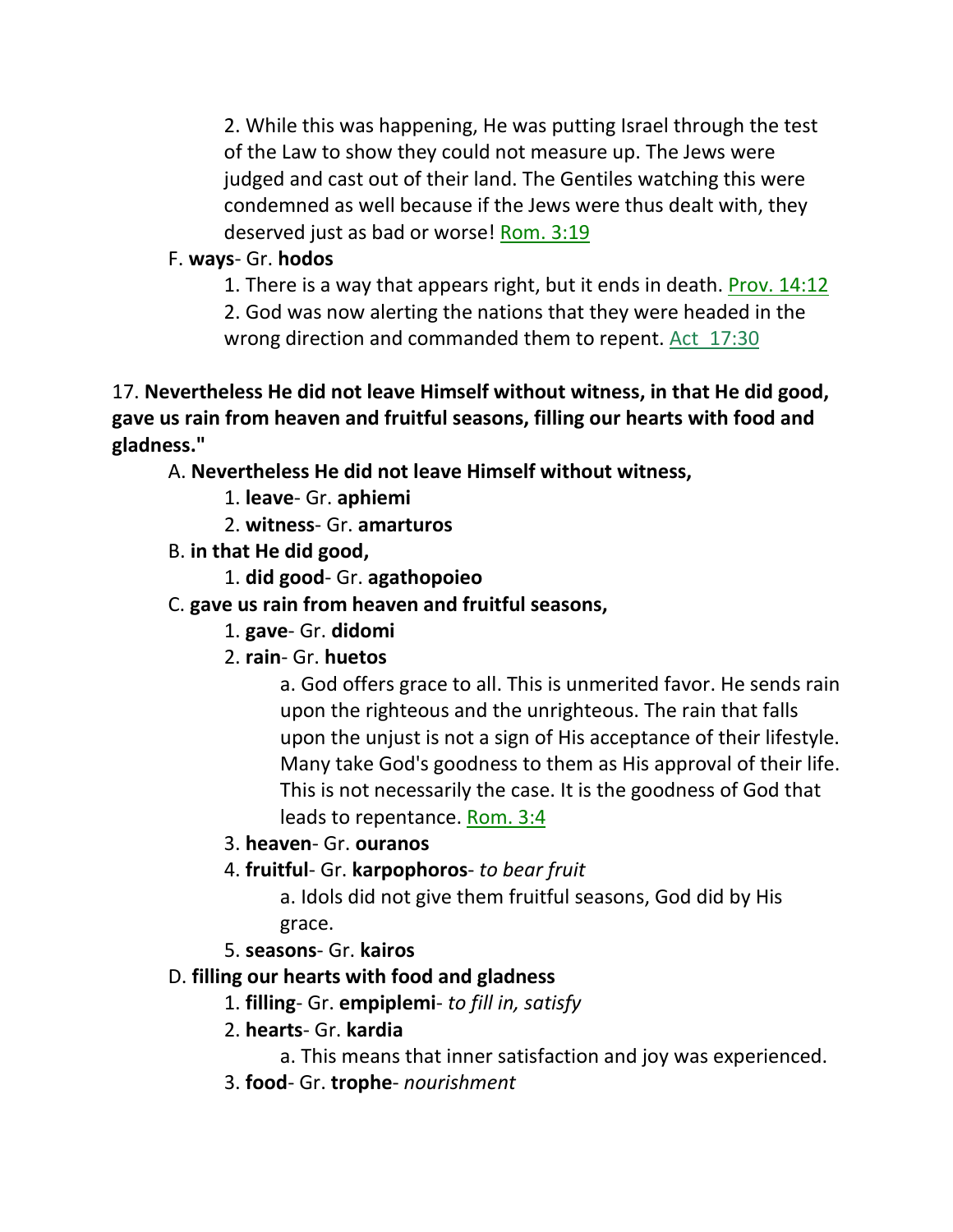2. While this was happening, He was putting Israel through the test of the Law to show they could not measure up. The Jews were judged and cast out of their land. The Gentiles watching this were condemned as well because if the Jews were thus dealt with, they deserved just as bad or worse! Rom. 3:19

F. **ways**- Gr. **hodos**

1. There is a way that appears right, but it ends in death. Prov. 14:12

2. God was now alerting the nations that they were headed in the wrong direction and commanded them to repent. Act 17:30

17. **Nevertheless He did not leave Himself without witness, in that He did good, gave us rain from heaven and fruitful seasons, filling our hearts with food and gladness."**

A. **Nevertheless He did not leave Himself without witness,**

1. **leave**- Gr. **aphiemi**

2. **witness**- Gr. **amarturos**

B. **in that He did good,**

1. **did good**- Gr. **agathopoieo**

C. **gave us rain from heaven and fruitful seasons,**

1. **gave**- Gr. **didomi**

2. **rain**- Gr. **huetos**

a. God offers grace to all. This is unmerited favor. He sends rain upon the righteous and the unrighteous. The rain that falls upon the unjust is not a sign of His acceptance of their lifestyle. Many take God's goodness to them as His approval of their life. This is not necessarily the case. It is the goodness of God that leads to repentance. Rom. 3:4

3. **heaven**- Gr. **ouranos**

4. **fruitful**- Gr. **karpophoros**- *to bear fruit*

a. Idols did not give them fruitful seasons, God did by His grace.

5. **seasons**- Gr. **kairos**

D. **filling our hearts with food and gladness**

1. **filling**- Gr. **empiplemi**- *to fill in, satisfy*

2. **hearts**- Gr. **kardia**

a. This means that inner satisfaction and joy was experienced.

3. **food**- Gr. **trophe**- *nourishment*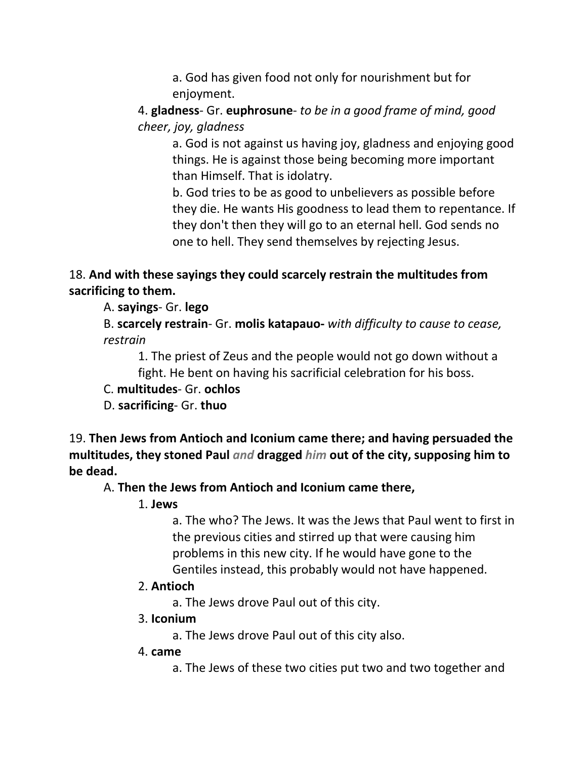a. God has given food not only for nourishment but for enjoyment.

4. **gladness**- Gr. **euphrosune**- *to be in a good frame of mind, good cheer, joy, gladness*

a. God is not against us having joy, gladness and enjoying good things. He is against those being becoming more important than Himself. That is idolatry.

b. God tries to be as good to unbelievers as possible before they die. He wants His goodness to lead them to repentance. If they don't then they will go to an eternal hell. God sends no one to hell. They send themselves by rejecting Jesus.

18. **And with these sayings they could scarcely restrain the multitudes from sacrificing to them.**

A. **sayings**- Gr. **lego**

B. **scarcely restrain**- Gr. **molis katapauo-** *with difficulty to cause to cease, restrain*

1. The priest of Zeus and the people would not go down without a fight. He bent on having his sacrificial celebration for his boss.

C. **multitudes**- Gr. **ochlos**

D. **sacrificing**- Gr. **thuo**

19. **Then Jews from Antioch and Iconium came there; and having persuaded the multitudes, they stoned Paul** *and* **dragged** *him* **out of the city, supposing him to be dead.**

A. **Then the Jews from Antioch and Iconium came there,**

1. **Jews**

a. The who? The Jews. It was the Jews that Paul went to first in the previous cities and stirred up that were causing him problems in this new city. If he would have gone to the Gentiles instead, this probably would not have happened.

2. **Antioch**

a. The Jews drove Paul out of this city.

3. **Iconium**

a. The Jews drove Paul out of this city also.

4. **came**

a. The Jews of these two cities put two and two together and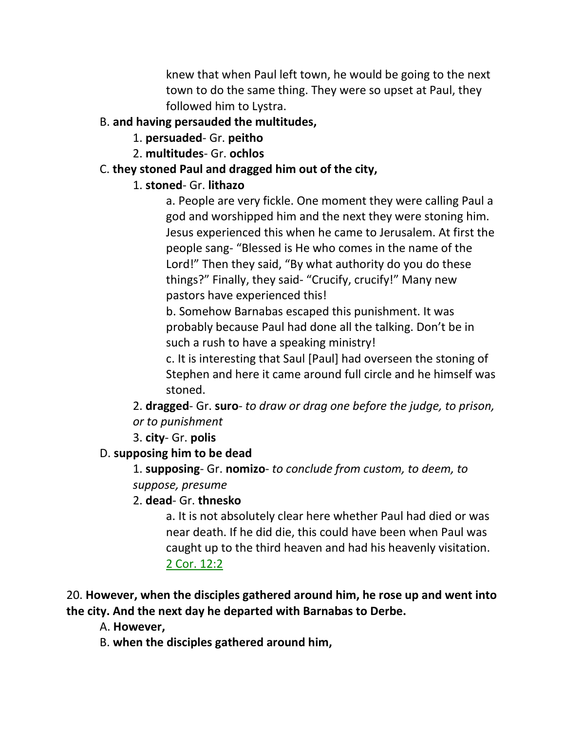knew that when Paul left town, he would be going to the next town to do the same thing. They were so upset at Paul, they followed him to Lystra.

B. **and having persauded the multitudes,**

1. **persuaded**- Gr. **peitho**

2. **multitudes**- Gr. **ochlos**

C. **they stoned Paul and dragged him out of the city,**

1. **stoned**- Gr. **lithazo**

a. People are very fickle. One moment they were calling Paul a god and worshipped him and the next they were stoning him. Jesus experienced this when he came to Jerusalem. At first the people sang- “Blessed is He who comes in the name of the Lord!” Then they said, “By what authority do you do these things?” Finally, they said- “Crucify, crucify!” Many new pastors have experienced this!

b. Somehow Barnabas escaped this punishment. It was probably because Paul had done all the talking. Don’t be in such a rush to have a speaking ministry!

c. It is interesting that Saul [Paul] had overseen the stoning of Stephen and here it came around full circle and he himself was stoned.

2. **dragged**- Gr. **suro**- *to draw or drag one before the judge, to prison, or to punishment*

3. **city**- Gr. **polis**

D. **supposing him to be dead**

1. **supposing**- Gr. **nomizo**- *to conclude from custom, to deem, to suppose, presume*

2. **dead**- Gr. **thnesko**

a. It is not absolutely clear here whether Paul had died or was near death. If he did die, this could have been when Paul was caught up to the third heaven and had his heavenly visitation. 2 Cor. 12:2

20. **However, when the disciples gathered around him, he rose up and went into the city. And the next day he departed with Barnabas to Derbe.**

A. **However,**

B. **when the disciples gathered around him,**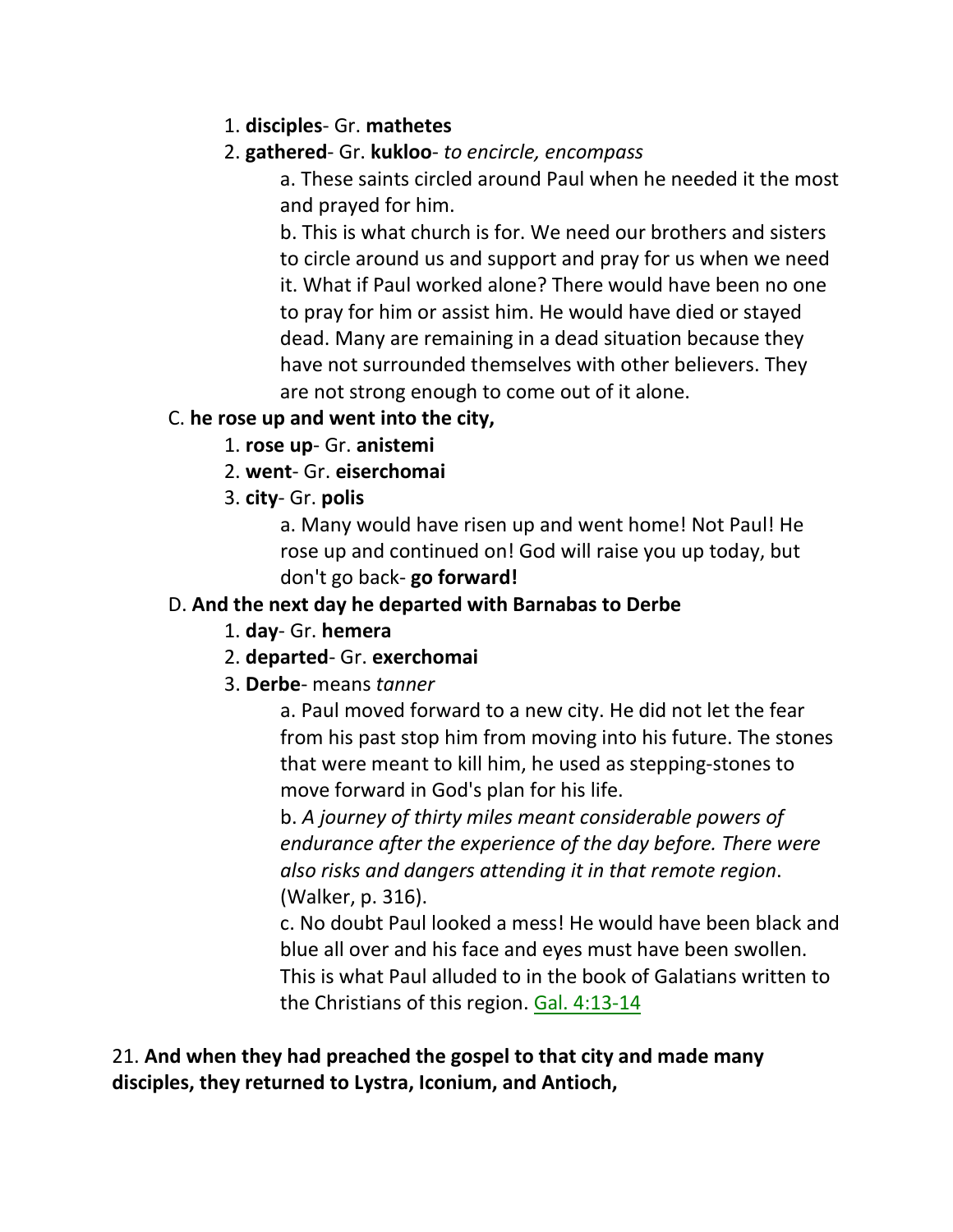1. **disciples**- Gr. **mathetes**
2. **gathered**- Gr. **kukloo**- *to encircle, encompass*

    a. These saints circled around Paul when he needed it the most and prayed for him.

    b. This is what church is for. We need our brothers and sisters to circle around us and support and pray for us when we need it. What if Paul worked alone? There would have been no one to pray for him or assist him. He would have died or stayed dead. Many are remaining in a dead situation because they have not surrounded themselves with other believers. They are not strong enough to come out of it alone.

C. **he rose up and went into the city,**

1. **rose up**- Gr. **anistemi**
2. **went**- Gr. **eiserchomai**
3. **city**- Gr. **polis**

    a. Many would have risen up and went home! Not Paul! He rose up and continued on! God will raise you up today, but don't go back- **go forward!**

D. **And the next day he departed with Barnabas to Derbe**

1. **day**- Gr. **hemera**
2. **departed**- Gr. **exerchomai**
3. **Derbe**- means *tanner*

    a. Paul moved forward to a new city. He did not let the fear from his past stop him from moving into his future. The stones that were meant to kill him, he used as stepping-stones to move forward in God's plan for his life.

    b. *A journey of thirty miles meant considerable powers of endurance after the experience of the day before. There were also risks and dangers attending it in that remote region*. (Walker, p. 316).

    c. No doubt Paul looked a mess! He would have been black and blue all over and his face and eyes must have been swollen. This is what Paul alluded to in the book of Galatians written to the Christians of this region. Gal. 4:13-14

21. **And when they had preached the gospel to that city and made many disciples, they returned to Lystra, Iconium, and Antioch,**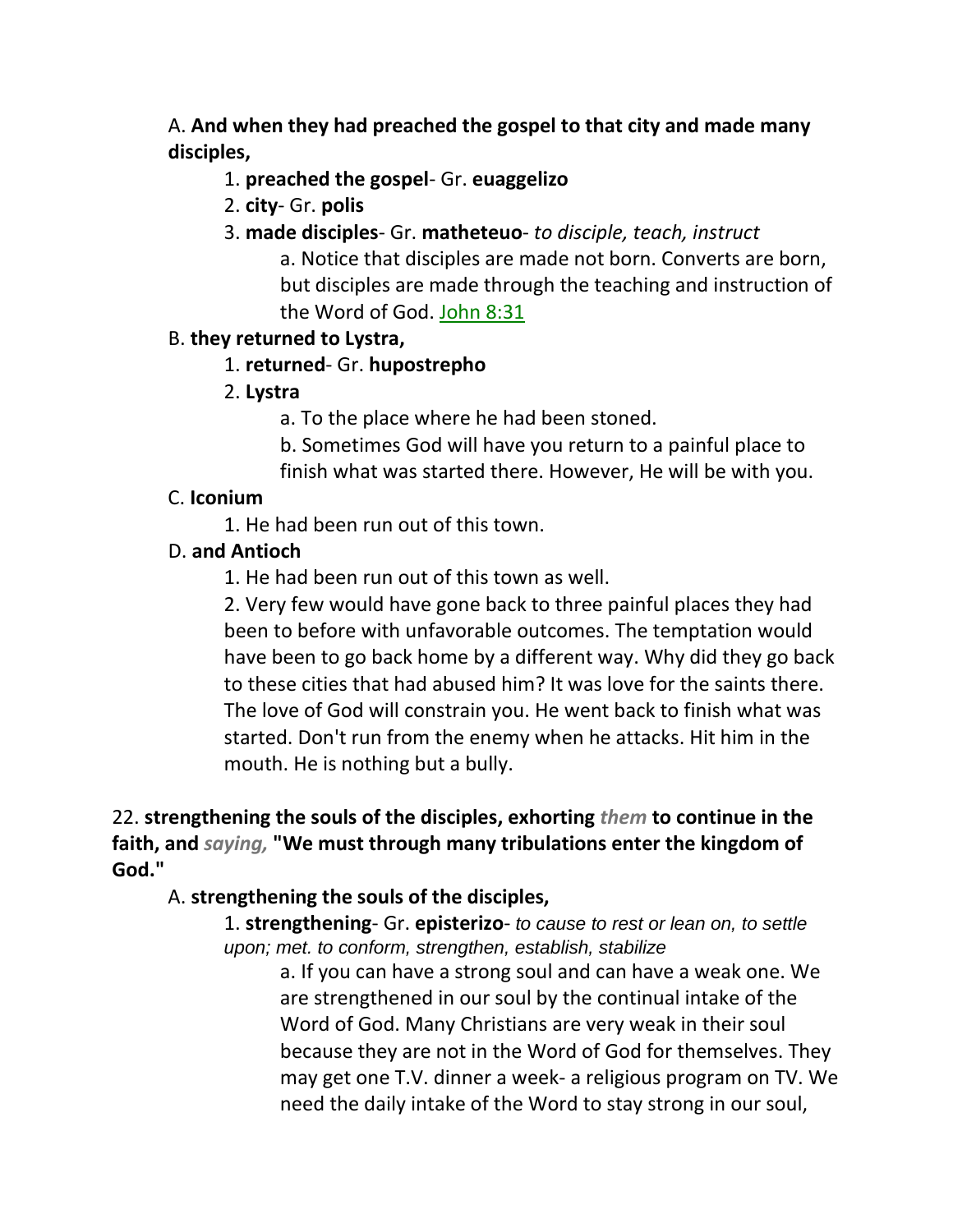A. **And when they had preached the gospel to that city and made many disciples,**

1. **preached the gospel**- Gr. **euaggelizo**
2. **city**- Gr. **polis**
3. **made disciples**- Gr. **matheteuo**- *to disciple, teach, instruct*
   a. Notice that disciples are made not born. Converts are born, but disciples are made through the teaching and instruction of the Word of God. John 8:31

B. **they returned to Lystra,**

1. **returned**- Gr. **hupostrepho**
2. **Lystra**
   a. To the place where he had been stoned.
   b. Sometimes God will have you return to a painful place to finish what was started there. However, He will be with you.

C. **Iconium**

1. He had been run out of this town.

D. **and Antioch**

1. He had been run out of this town as well.
2. Very few would have gone back to three painful places they had been to before with unfavorable outcomes. The temptation would have been to go back home by a different way. Why did they go back to these cities that had abused him? It was love for the saints there. The love of God will constrain you. He went back to finish what was started. Don't run from the enemy when he attacks. Hit him in the mouth. He is nothing but a bully.

22. **strengthening the souls of the disciples, exhorting *them* to continue in the faith, and *saying,* "We must through many tribulations enter the kingdom of God."**

A. **strengthening the souls of the disciples,**

1. **strengthening**- Gr. **episterizo**- *to cause to rest or lean on, to settle upon; met. to conform, strengthen, establish, stabilize*
   a. If you can have a strong soul and can have a weak one. We are strengthened in our soul by the continual intake of the Word of God. Many Christians are very weak in their soul because they are not in the Word of God for themselves. They may get one T.V. dinner a week- a religious program on TV. We need the daily intake of the Word to stay strong in our soul,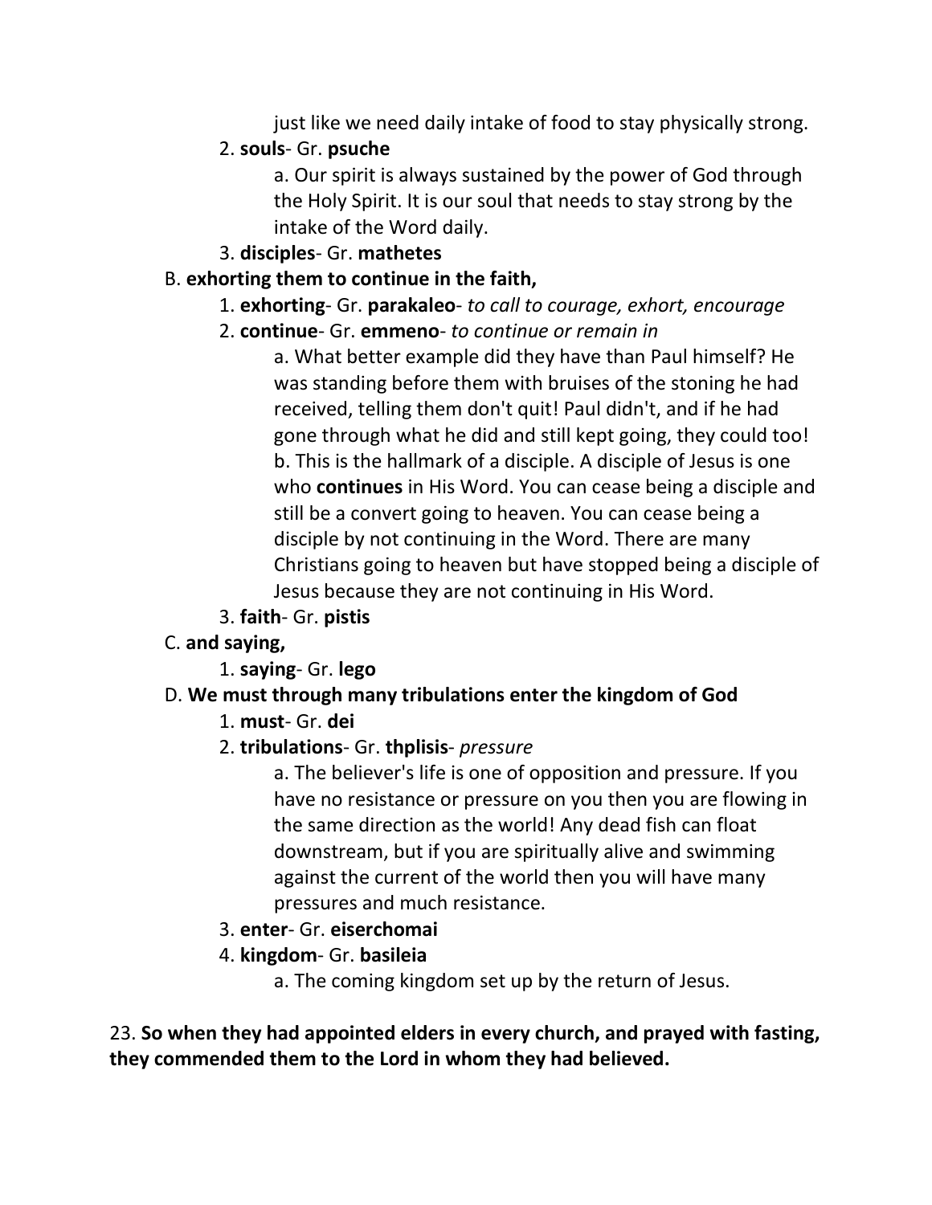just like we need daily intake of food to stay physically strong.

2. **souls**- Gr. **psuche**

   a. Our spirit is always sustained by the power of God through the Holy Spirit. It is our soul that needs to stay strong by the intake of the Word daily.

3. **disciples**- Gr. **mathetes**

B. **exhorting them to continue in the faith,**

1. **exhorting**- Gr. **parakaleo**- *to call to courage, exhort, encourage*
2. **continue**- Gr. **emmeno**- *to continue or remain in*

   a. What better example did they have than Paul himself? He was standing before them with bruises of the stoning he had received, telling them don't quit! Paul didn't, and if he had gone through what he did and still kept going, they could too!
   b. This is the hallmark of a disciple. A disciple of Jesus is one who **continues** in His Word. You can cease being a disciple and still be a convert going to heaven. You can cease being a disciple by not continuing in the Word. There are many Christians going to heaven but have stopped being a disciple of Jesus because they are not continuing in His Word.

3. **faith**- Gr. **pistis**

C. **and saying,**

1. **saying**- Gr. **lego**

D. **We must through many tribulations enter the kingdom of God**

1. **must**- Gr. **dei**
2. **tribulations**- Gr. **thplisis**- *pressure*

   a. The believer's life is one of opposition and pressure. If you have no resistance or pressure on you then you are flowing in the same direction as the world! Any dead fish can float downstream, but if you are spiritually alive and swimming against the current of the world then you will have many pressures and much resistance.

3. **enter**- Gr. **eiserchomai**
4. **kingdom**- Gr. **basileia**

   a. The coming kingdom set up by the return of Jesus.

23. **So when they had appointed elders in every church, and prayed with fasting, they commended them to the Lord in whom they had believed.**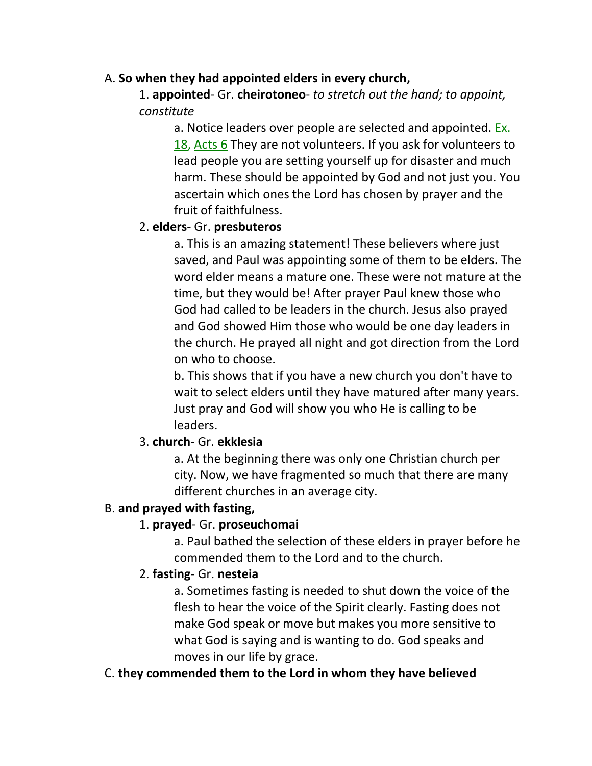A. **So when they had appointed elders in every church,**

1. **appointed**- Gr. **cheirotoneo**- *to stretch out the hand; to appoint, constitute*

    a. Notice leaders over people are selected and appointed. Ex. 18, Acts 6 They are not volunteers. If you ask for volunteers to lead people you are setting yourself up for disaster and much harm. These should be appointed by God and not just you. You ascertain which ones the Lord has chosen by prayer and the fruit of faithfulness.

2. **elders**- Gr. **presbuteros**

    a. This is an amazing statement! These believers where just saved, and Paul was appointing some of them to be elders. The word elder means a mature one. These were not mature at the time, but they would be! After prayer Paul knew those who God had called to be leaders in the church. Jesus also prayed and God showed Him those who would be one day leaders in the church. He prayed all night and got direction from the Lord on who to choose.

    b. This shows that if you have a new church you don't have to wait to select elders until they have matured after many years. Just pray and God will show you who He is calling to be leaders.

3. **church**- Gr. **ekklesia**

    a. At the beginning there was only one Christian church per city. Now, we have fragmented so much that there are many different churches in an average city.

B. **and prayed with fasting,**

1. **prayed**- Gr. **proseuchomai**

    a. Paul bathed the selection of these elders in prayer before he commended them to the Lord and to the church.

2. **fasting**- Gr. **nesteia**

    a. Sometimes fasting is needed to shut down the voice of the flesh to hear the voice of the Spirit clearly. Fasting does not make God speak or move but makes you more sensitive to what God is saying and is wanting to do. God speaks and moves in our life by grace.

C. **they commended them to the Lord in whom they have believed**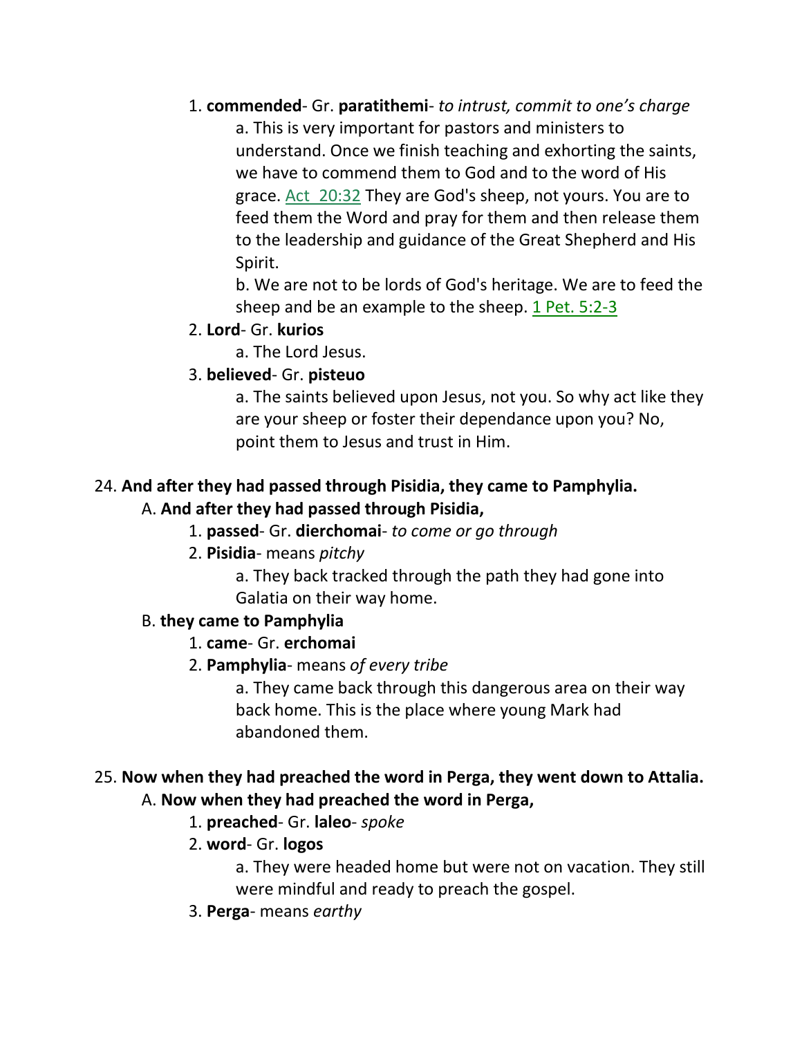1. **commended**- Gr. **paratithemi**- *to intrust, commit to one's charge*

    a. This is very important for pastors and ministers to understand. Once we finish teaching and exhorting the saints, we have to commend them to God and to the word of His grace. Act 20:32 They are God's sheep, not yours. You are to feed them the Word and pray for them and then release them to the leadership and guidance of the Great Shepherd and His Spirit.

    b. We are not to be lords of God's heritage. We are to feed the sheep and be an example to the sheep. 1 Pet. 5:2-3

2. **Lord**- Gr. **kurios**

    a. The Lord Jesus.

3. **believed**- Gr. **pisteuo**

    a. The saints believed upon Jesus, not you. So why act like they are your sheep or foster their dependance upon you? No, point them to Jesus and trust in Him.

24. **And after they had passed through Pisidia, they came to Pamphylia.**

A. **And after they had passed through Pisidia,**

1. **passed**- Gr. **dierchomai**- *to come or go through*

2. **Pisidia**- means *pitchy*

    a. They back tracked through the path they had gone into Galatia on their way home.

B. **they came to Pamphylia**

1. **came**- Gr. **erchomai**

2. **Pamphylia**- means *of every tribe*

    a. They came back through this dangerous area on their way back home. This is the place where young Mark had abandoned them.

25. **Now when they had preached the word in Perga, they went down to Attalia.**

A. **Now when they had preached the word in Perga,**

1. **preached**- Gr. **laleo**- *spoke*

2. **word**- Gr. **logos**

    a. They were headed home but were not on vacation. They still were mindful and ready to preach the gospel.

3. **Perga**- means *earthy*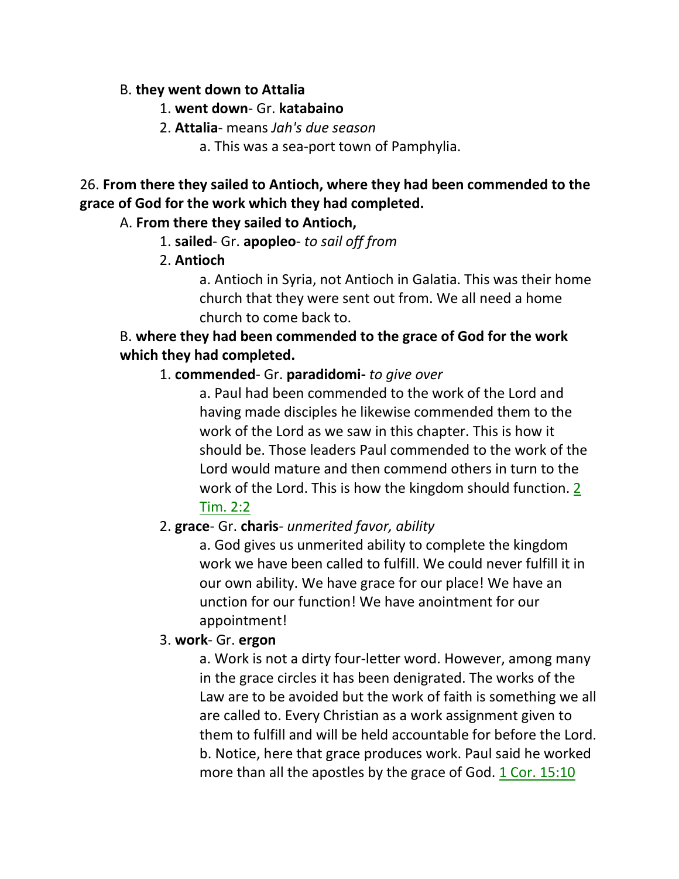B. **they went down to Attalia**

1. **went down**- Gr. **katabaino**
2. **Attalia**- means *Jah's due season*
    a. This was a sea-port town of Pamphylia.

26. **From there they sailed to Antioch, where they had been commended to the grace of God for the work which they had completed.**

A. **From there they sailed to Antioch,**

1. **sailed**- Gr. **apopleo**- *to sail off from*
2. **Antioch**
    a. Antioch in Syria, not Antioch in Galatia. This was their home church that they were sent out from. We all need a home church to come back to.

B. **where they had been commended to the grace of God for the work which they had completed.**

1. **commended**- Gr. **paradidomi-** *to give over*
    a. Paul had been commended to the work of the Lord and having made disciples he likewise commended them to the work of the Lord as we saw in this chapter. This is how it should be. Those leaders Paul commended to the work of the Lord would mature and then commend others in turn to the work of the Lord. This is how the kingdom should function. 2 Tim. 2:2
2. **grace**- Gr. **charis**- *unmerited favor, ability*
    a. God gives us unmerited ability to complete the kingdom work we have been called to fulfill. We could never fulfill it in our own ability. We have grace for our place! We have an unction for our function! We have anointment for our appointment!
3. **work**- Gr. **ergon**
    a. Work is not a dirty four-letter word. However, among many in the grace circles it has been denigrated. The works of the Law are to be avoided but the work of faith is something we all are called to. Every Christian as a work assignment given to them to fulfill and will be held accountable for before the Lord.
    b. Notice, here that grace produces work. Paul said he worked more than all the apostles by the grace of God. 1 Cor. 15:10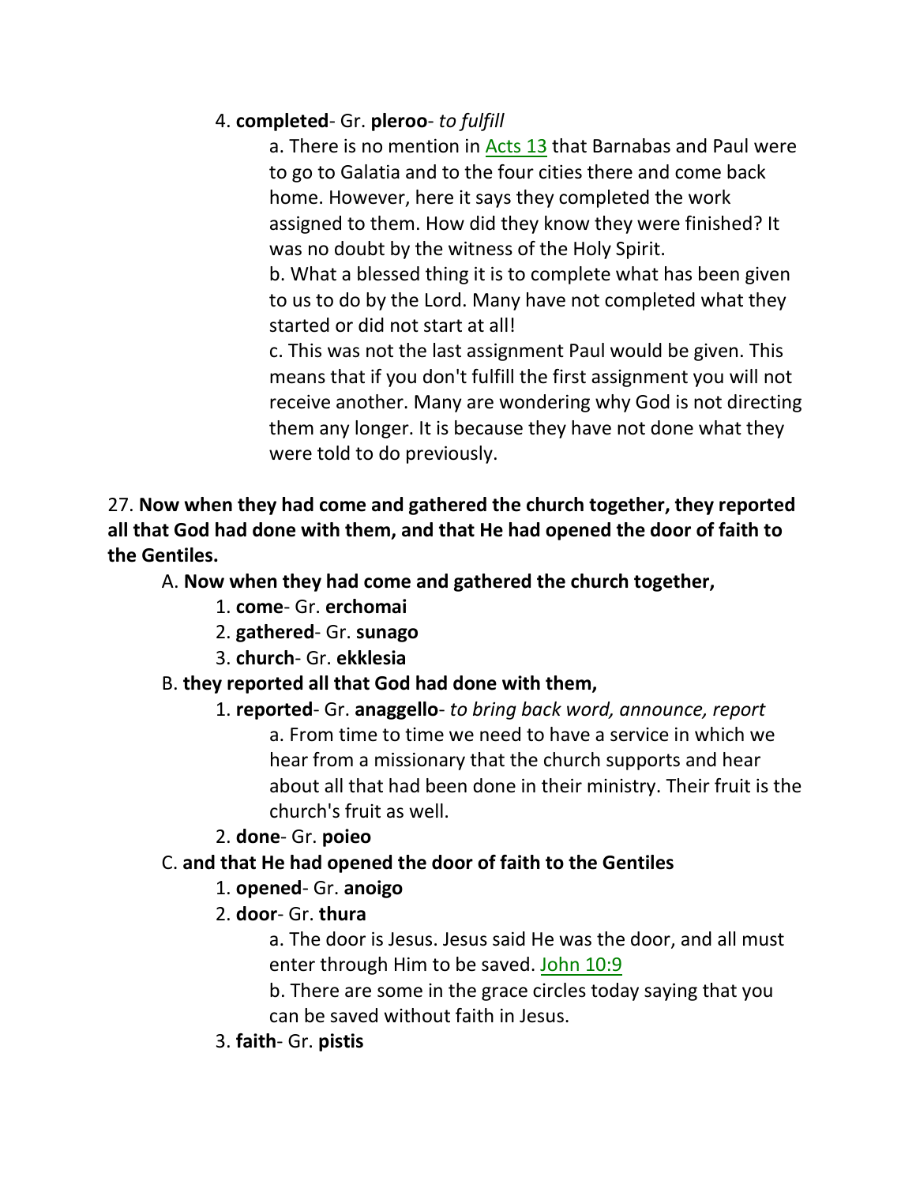4. **completed**- Gr. **pleroo**- *to fulfill*

a. There is no mention in Acts 13 that Barnabas and Paul were to go to Galatia and to the four cities there and come back home. However, here it says they completed the work assigned to them. How did they know they were finished? It was no doubt by the witness of the Holy Spirit.

b. What a blessed thing it is to complete what has been given to us to do by the Lord. Many have not completed what they started or did not start at all!

c. This was not the last assignment Paul would be given. This means that if you don't fulfill the first assignment you will not receive another. Many are wondering why God is not directing them any longer. It is because they have not done what they were told to do previously.

27. **Now when they had come and gathered the church together, they reported all that God had done with them, and that He had opened the door of faith to the Gentiles.**

A. **Now when they had come and gathered the church together,**

1. **come**- Gr. **erchomai**

2. **gathered**- Gr. **sunago**

3. **church**- Gr. **ekklesia**

B. **they reported all that God had done with them,**

1. **reported**- Gr. **anaggello**- *to bring back word, announce, report*

a. From time to time we need to have a service in which we hear from a missionary that the church supports and hear about all that had been done in their ministry. Their fruit is the church's fruit as well.

2. **done**- Gr. **poieo**

C. **and that He had opened the door of faith to the Gentiles**

1. **opened**- Gr. **anoigo**

2. **door**- Gr. **thura**

a. The door is Jesus. Jesus said He was the door, and all must enter through Him to be saved. John 10:9

b. There are some in the grace circles today saying that you can be saved without faith in Jesus.

3. **faith**- Gr. **pistis**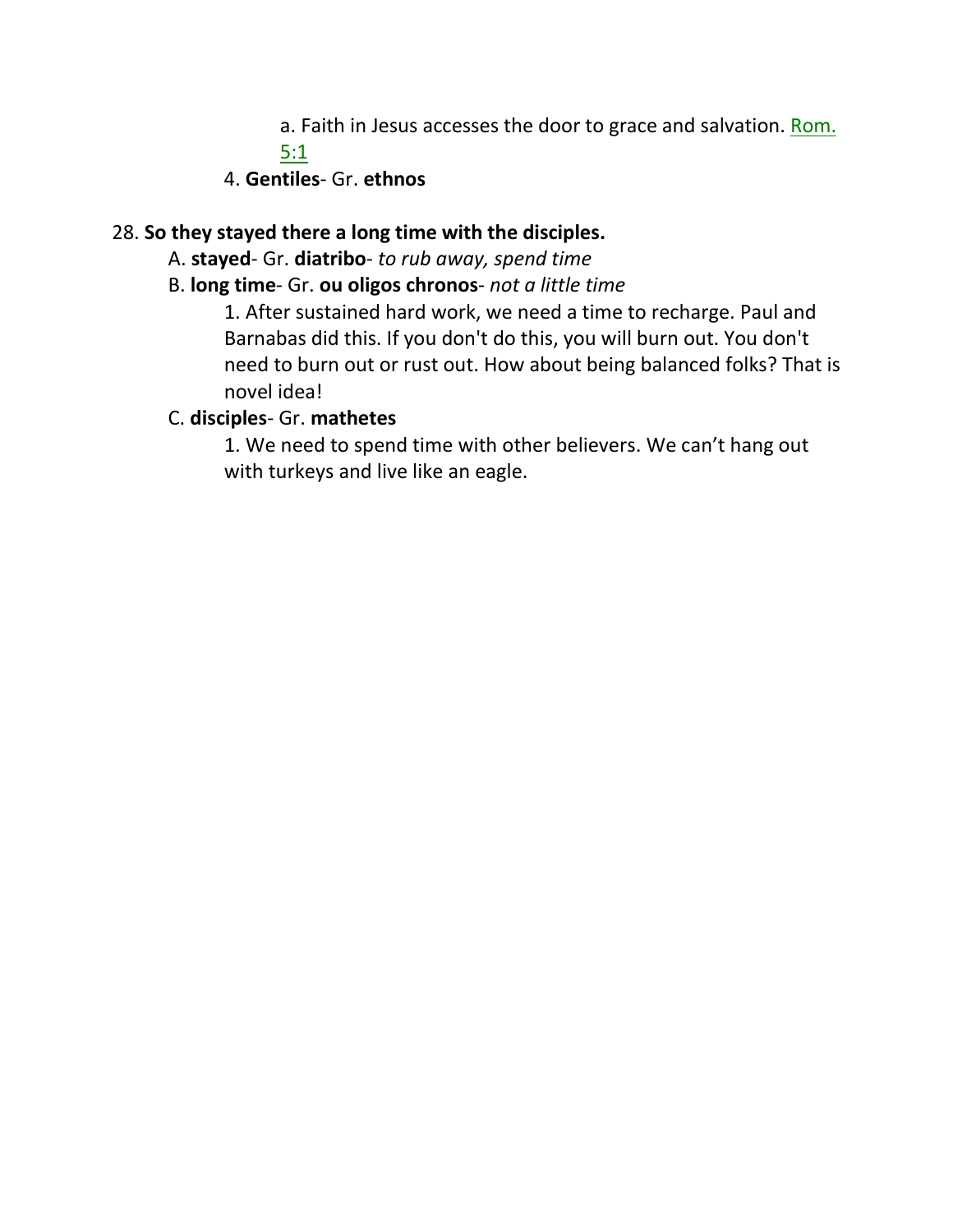a. Faith in Jesus accesses the door to grace and salvation. Rom. 5:1

4. **Gentiles**- Gr. **ethnos**

28. **So they stayed there a long time with the disciples.**

A. **stayed**- Gr. **diatribo**- *to rub away, spend time*

B. **long time**- Gr. **ou oligos chronos**- *not a little time*

1. After sustained hard work, we need a time to recharge. Paul and Barnabas did this. If you don't do this, you will burn out. You don't need to burn out or rust out. How about being balanced folks? That is novel idea!

C. **disciples**- Gr. **mathetes**

1. We need to spend time with other believers. We can't hang out with turkeys and live like an eagle.